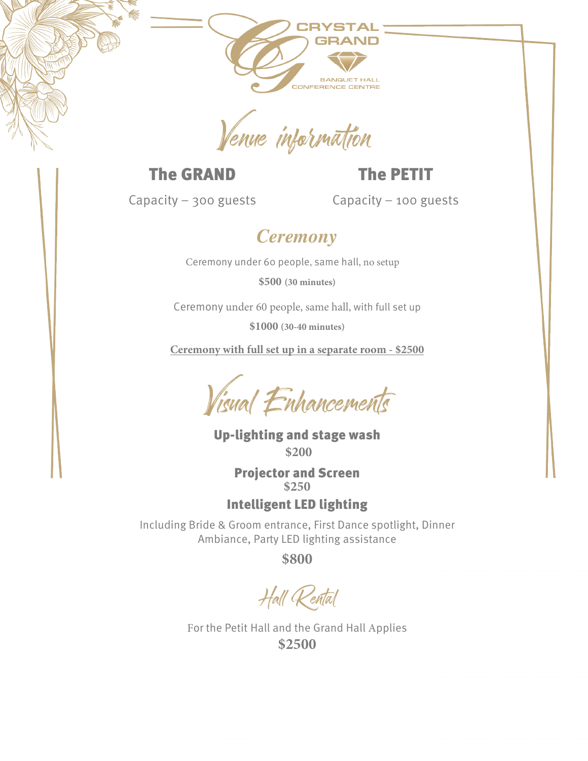CRYSTAL GRAND

BANQUET HALL CONFERENCE CENTRE

# Venue information

## The GRAND

Capacity – 300 guests

## The PETIT

Capacity – 100 guests

## *Ceremony*

Ceremony under 60 people, same hall, no setup

**$500 (30 minutes)**

Ceremony under 60 people, same hall, with full set up

**$1000 (30-40 minutes)**

**Ceremony with full set up in a separate room - $2500**

# Visual Enhancements

**Up-lighting and stage wash**

**$200**

**Projector and Screen**

**$250**

**Intelligent LED lighting**

Including Bride & Groom entrance, First Dance spotlight, Dinner Ambiance, Party LED lighting assistance

**$800**

# Hall Rental

For the Petit Hall and the Grand Hall Applies

**$2500**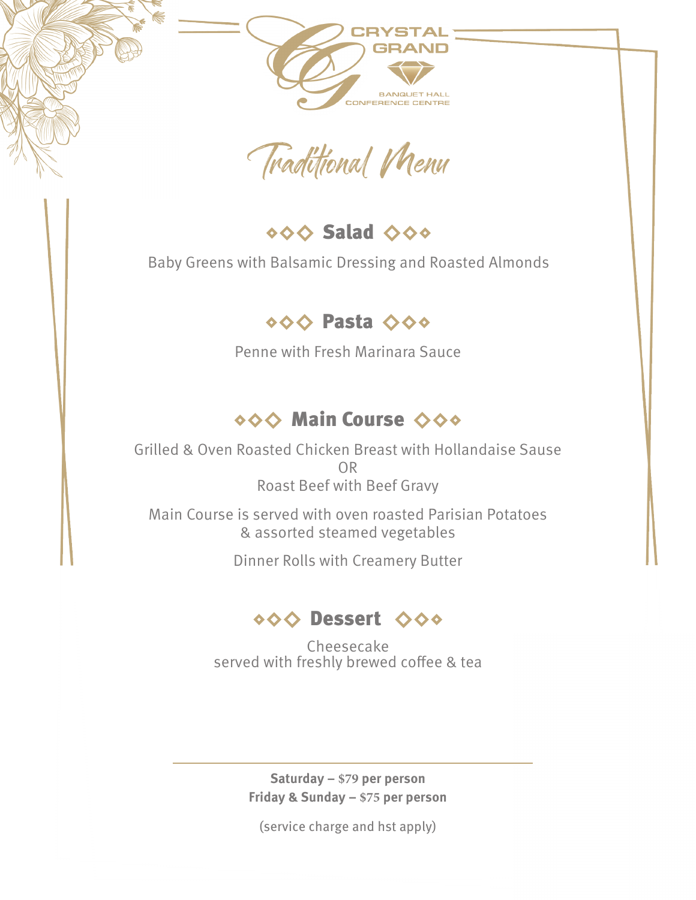CRYSTAL GRAND

BANQUET HALL
CONFERENCE CENTRE

# Traditional Menu

## ◇◇◇ Salad ◇◇◇

Baby Greens with Balsamic Dressing and Roasted Almonds

## ◇◇◇ Pasta ◇◇◇

Penne with Fresh Marinara Sauce

## ◇◇◇ Main Course ◇◇◇

Grilled & Oven Roasted Chicken Breast with Hollandaise Sause
OR
Roast Beef with Beef Gravy

Main Course is served with oven roasted Parisian Potatoes
& assorted steamed vegetables

Dinner Rolls with Creamery Butter

## ◇◇◇ Dessert ◇◇◇

Cheesecake
served with freshly brewed coffee & tea

---

**Saturday – $79 per person**
**Friday & Sunday – $75 per person**

(service charge and hst apply)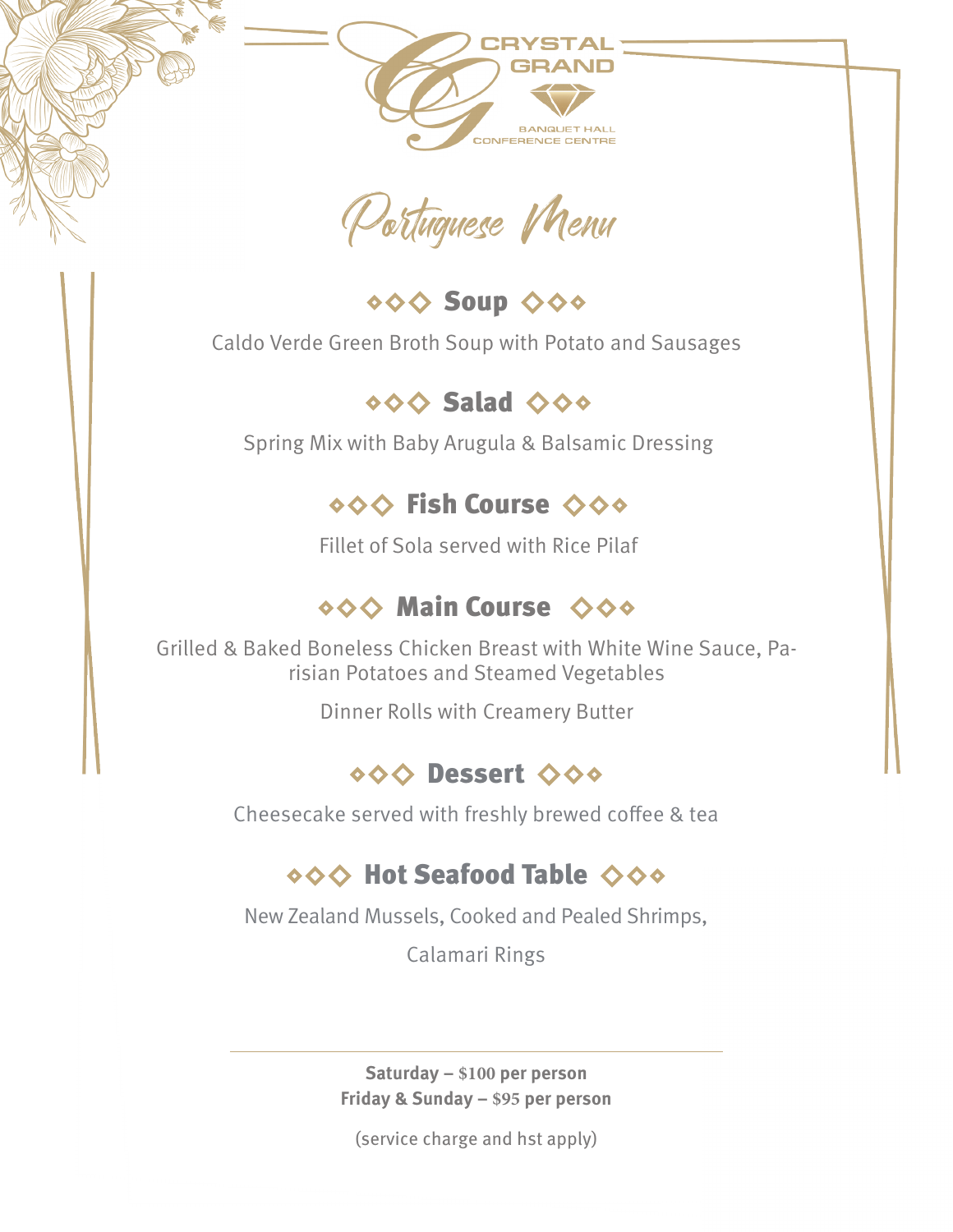CRYSTAL GRAND

BANQUET HALL
CONFERENCE CENTRE

# Portuguese Menu

## ◆◇◇ Soup ◇◇◆

Caldo Verde Green Broth Soup with Potato and Sausages

## ◆◇◇ Salad ◇◇◆

Spring Mix with Baby Arugula & Balsamic Dressing

## ◆◇◇ Fish Course ◇◇◆

Fillet of Sola served with Rice Pilaf

## ◆◇◇ Main Course ◇◇◆

Grilled & Baked Boneless Chicken Breast with White Wine Sauce, Parisian Potatoes and Steamed Vegetables

Dinner Rolls with Creamery Butter

## ◆◇◇ Dessert ◇◇◆

Cheesecake served with freshly brewed coffee & tea

## ◆◇◇ Hot Seafood Table ◇◇◆

New Zealand Mussels, Cooked and Pealed Shrimps,

Calamari Rings

---

**Saturday – $100 per person**
**Friday & Sunday – $95 per person**

(service charge and hst apply)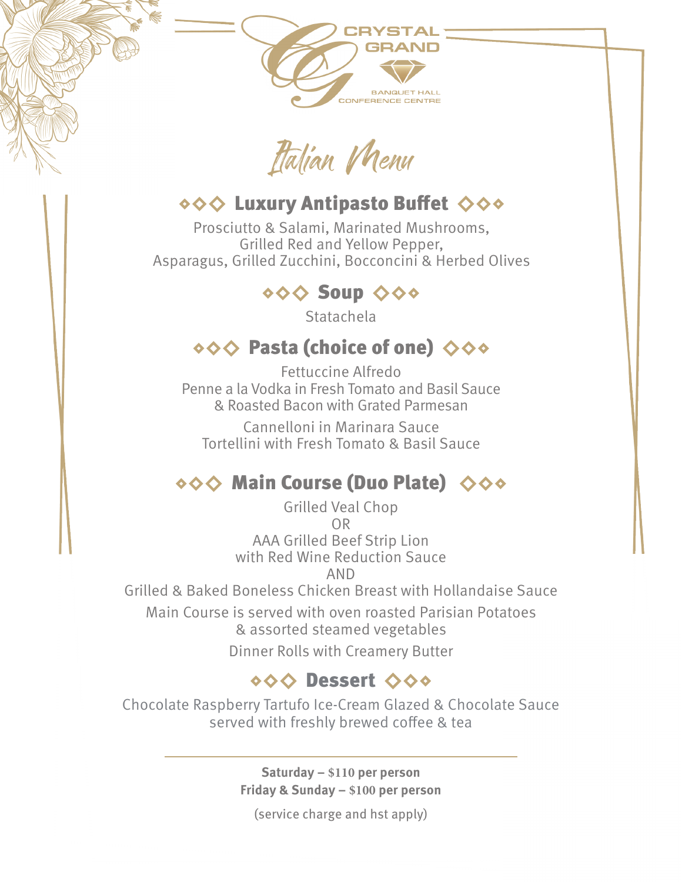CRYSTAL GRAND

BANQUET HALL
CONFERENCE CENTRE

# Italian Menu

## ◇◇◇ Luxury Antipasto Buffet ◇◇◇

Prosciutto & Salami, Marinated Mushrooms,
Grilled Red and Yellow Pepper,
Asparagus, Grilled Zucchini, Bocconcini & Herbed Olives

## ◇◇◇ Soup ◇◇◇

Statachela

## ◇◇◇ Pasta (choice of one) ◇◇◇

Fettuccine Alfredo
Penne a la Vodka in Fresh Tomato and Basil Sauce
& Roasted Bacon with Grated Parmesan

Cannelloni in Marinara Sauce
Tortellini with Fresh Tomato & Basil Sauce

## ◇◇◇ Main Course (Duo Plate) ◇◇◇

Grilled Veal Chop
OR
AAA Grilled Beef Strip Lion
with Red Wine Reduction Sauce
AND
Grilled & Baked Boneless Chicken Breast with Hollandaise Sauce

Main Course is served with oven roasted Parisian Potatoes
& assorted steamed vegetables

Dinner Rolls with Creamery Butter

## ◇◇◇ Dessert ◇◇◇

Chocolate Raspberry Tartufo Ice-Cream Glazed & Chocolate Sauce
served with freshly brewed coffee & tea

---

**Saturday – $110 per person**
**Friday & Sunday – $100 per person**

(service charge and hst apply)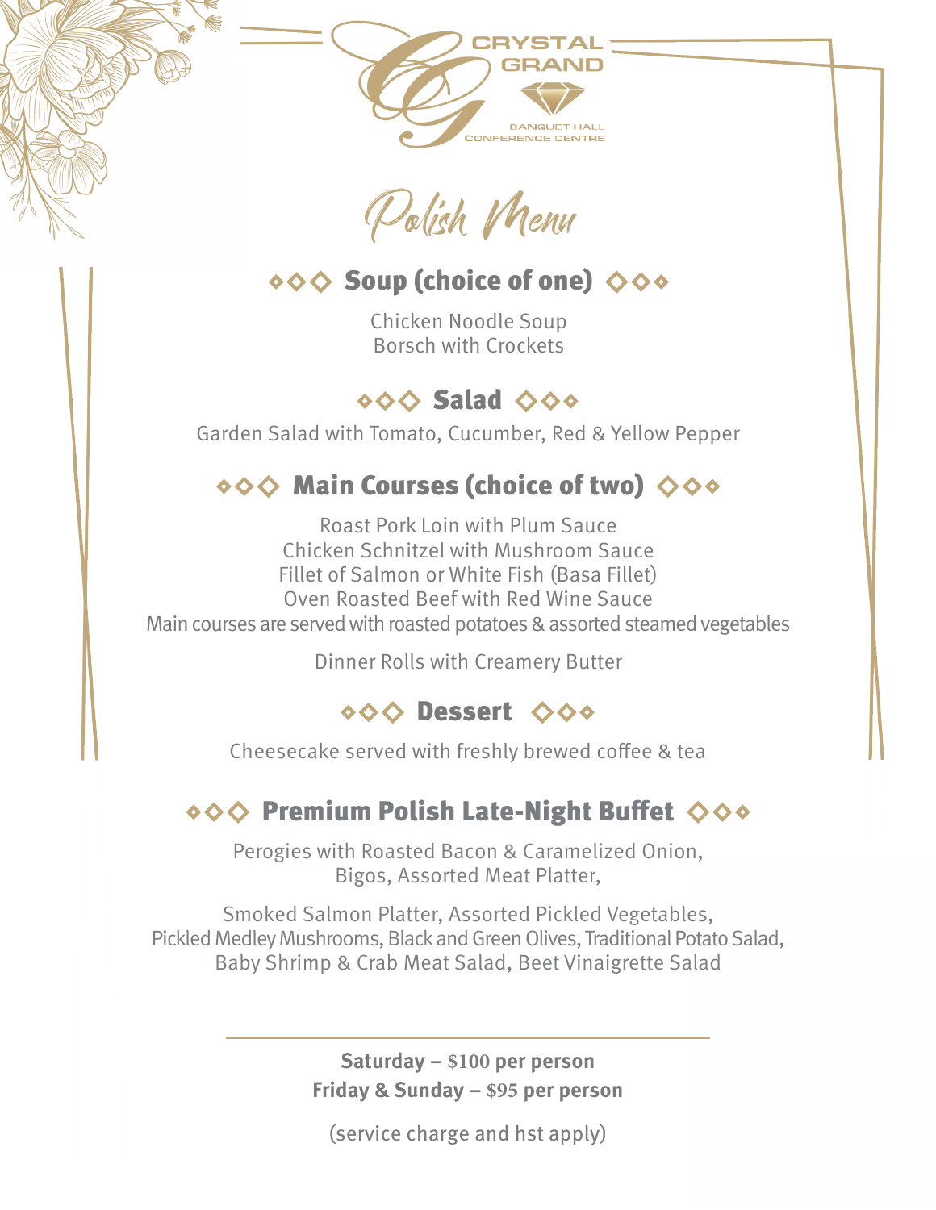CRYSTAL GRAND

BANQUET HALL
CONFERENCE CENTRE

# Polish Menu

## ◇◇◇ Soup (choice of one) ◇◇◇

Chicken Noodle Soup
Borsch with Crockets

## ◇◇◇ Salad ◇◇◇

Garden Salad with Tomato, Cucumber, Red & Yellow Pepper

## ◇◇◇ Main Courses (choice of two) ◇◇◇

Roast Pork Loin with Plum Sauce
Chicken Schnitzel with Mushroom Sauce
Fillet of Salmon or White Fish (Basa Fillet)
Oven Roasted Beef with Red Wine Sauce
Main courses are served with roasted potatoes & assorted steamed vegetables

Dinner Rolls with Creamery Butter

## ◇◇◇ Dessert ◇◇◇

Cheesecake served with freshly brewed coffee & tea

## ◇◇◇ Premium Polish Late-Night Buffet ◇◇◇

Perogies with Roasted Bacon & Caramelized Onion,
Bigos, Assorted Meat Platter,

Smoked Salmon Platter, Assorted Pickled Vegetables,
Pickled Medley Mushrooms, Black and Green Olives, Traditional Potato Salad,
Baby Shrimp & Crab Meat Salad, Beet Vinaigrette Salad

---

**Saturday – $100 per person**
**Friday & Sunday – $95 per person**

(service charge and hst apply)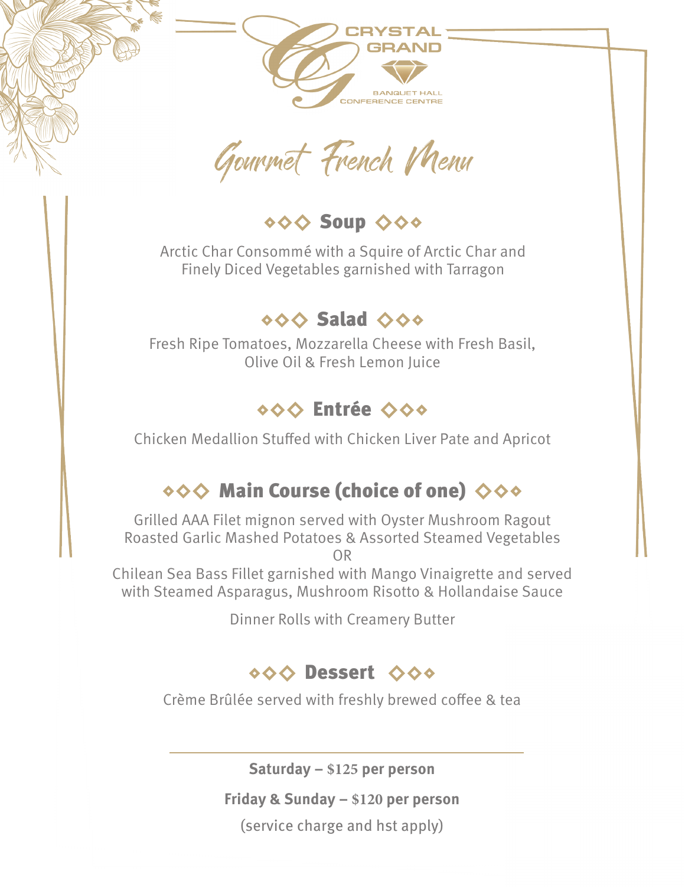CRYSTAL GRAND

BANQUET HALL
CONFERENCE CENTRE

# Gourmet French Menu

## ◇◇◇ Soup ◇◇◇

Arctic Char Consommé with a Squire of Arctic Char and
Finely Diced Vegetables garnished with Tarragon

## ◇◇◇ Salad ◇◇◇

Fresh Ripe Tomatoes, Mozzarella Cheese with Fresh Basil,
Olive Oil & Fresh Lemon Juice

## ◇◇◇ Entrée ◇◇◇

Chicken Medallion Stuffed with Chicken Liver Pate and Apricot

## ◇◇◇ Main Course (choice of one) ◇◇◇

Grilled AAA Filet mignon served with Oyster Mushroom Ragout
Roasted Garlic Mashed Potatoes & Assorted Steamed Vegetables

OR

Chilean Sea Bass Fillet garnished with Mango Vinaigrette and served
with Steamed Asparagus, Mushroom Risotto & Hollandaise Sauce

Dinner Rolls with Creamery Butter

## ◇◇◇ Dessert ◇◇◇

Crème Brûlée served with freshly brewed coffee & tea

---

**Saturday – $125 per person**

**Friday & Sunday – $120 per person**

(service charge and hst apply)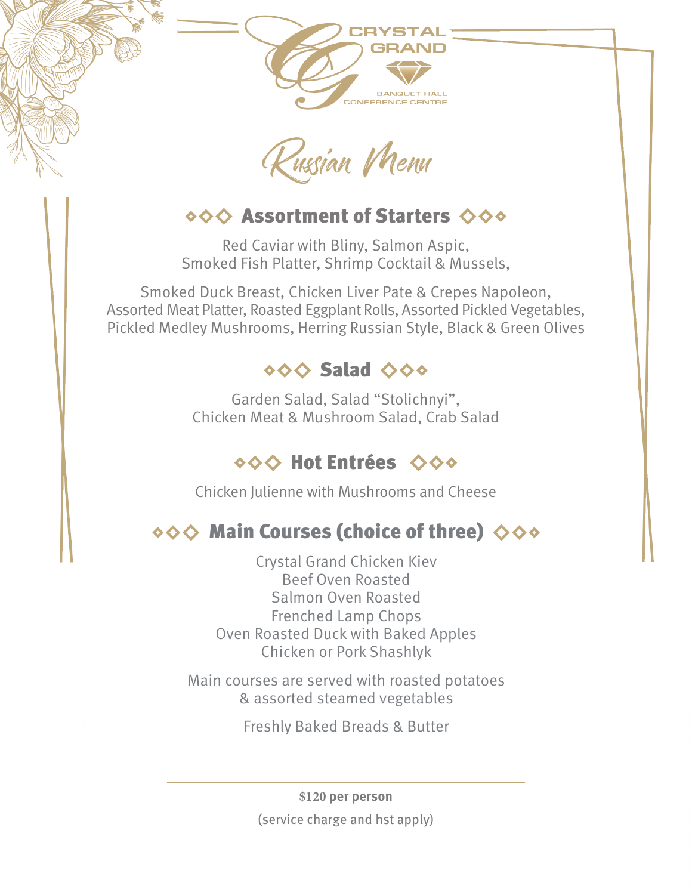CRYSTAL GRAND

BANQUET HALL
CONFERENCE CENTRE

# Russian Menu

## ◇◇◇ Assortment of Starters ◇◇◇

Red Caviar with Bliny, Salmon Aspic,
Smoked Fish Platter, Shrimp Cocktail & Mussels,

Smoked Duck Breast, Chicken Liver Pate & Crepes Napoleon,
Assorted Meat Platter, Roasted Eggplant Rolls, Assorted Pickled Vegetables,
Pickled Medley Mushrooms, Herring Russian Style, Black & Green Olives

## ◇◇◇ Salad ◇◇◇

Garden Salad, Salad "Stolichnyi",
Chicken Meat & Mushroom Salad, Crab Salad

## ◇◇◇ Hot Entrées ◇◇◇

Chicken Julienne with Mushrooms and Cheese

## ◇◇◇ Main Courses (choice of three) ◇◇◇

Crystal Grand Chicken Kiev
Beef Oven Roasted
Salmon Oven Roasted
Frenched Lamp Chops
Oven Roasted Duck with Baked Apples
Chicken or Pork Shashlyk

Main courses are served with roasted potatoes
& assorted steamed vegetables

Freshly Baked Breads & Butter

---

**$120 per person**

(service charge and hst apply)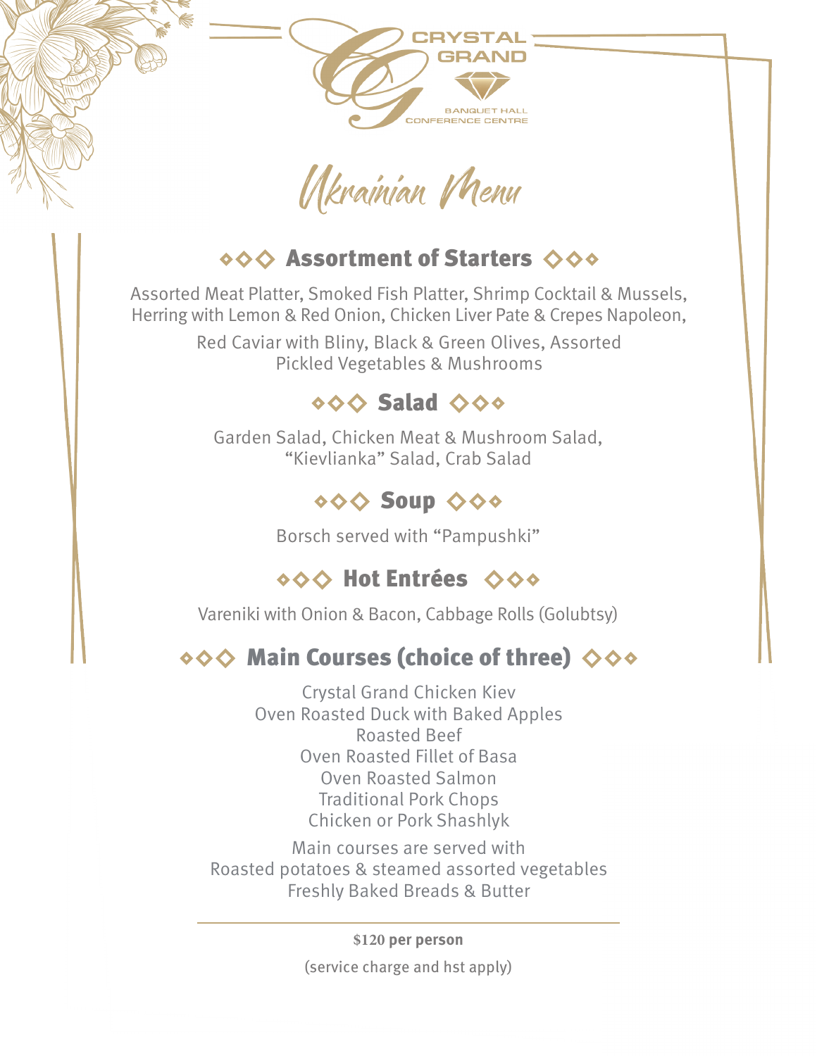CRYSTAL GRAND

BANQUET HALL
CONFERENCE CENTRE

# Ukrainian Menu

## Assortment of Starters

Assorted Meat Platter, Smoked Fish Platter, Shrimp Cocktail & Mussels, Herring with Lemon & Red Onion, Chicken Liver Pate & Crepes Napoleon,

Red Caviar with Bliny, Black & Green Olives, Assorted Pickled Vegetables & Mushrooms

## Salad

Garden Salad, Chicken Meat & Mushroom Salad, "Kievlianka" Salad, Crab Salad

## Soup

Borsch served with "Pampushki"

## Hot Entrées

Vareniki with Onion & Bacon, Cabbage Rolls (Golubtsy)

## Main Courses (choice of three)

Crystal Grand Chicken Kiev
Oven Roasted Duck with Baked Apples
Roasted Beef
Oven Roasted Fillet of Basa
Oven Roasted Salmon
Traditional Pork Chops
Chicken or Pork Shashlyk

Main courses are served with
Roasted potatoes & steamed assorted vegetables
Freshly Baked Breads & Butter

---

**$120 per person**

(service charge and hst apply)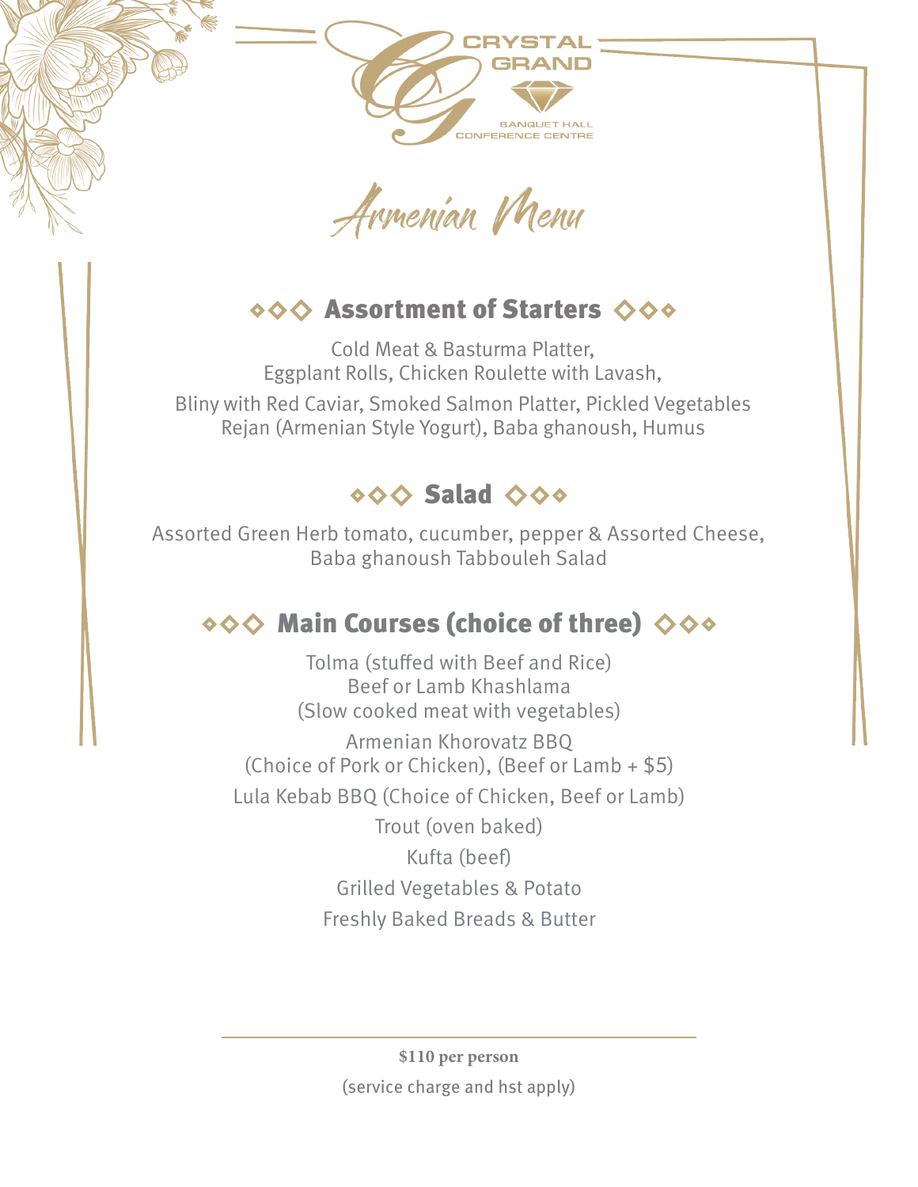CRYSTAL GRAND

BANQUET HALL
CONFERENCE CENTRE

# Armenian Menu

## ◇◇◇ Assortment of Starters ◇◇◇

Cold Meat & Basturma Platter,
Eggplant Rolls, Chicken Roulette with Lavash,
Bliny with Red Caviar, Smoked Salmon Platter, Pickled Vegetables
Rejan (Armenian Style Yogurt), Baba ghanoush, Humus

## ◇◇◇ Salad ◇◇◇

Assorted Green Herb tomato, cucumber, pepper & Assorted Cheese,
Baba ghanoush Tabbouleh Salad

## ◇◇◇ Main Courses (choice of three) ◇◇◇

Tolma (stuffed with Beef and Rice)
Beef or Lamb Khashlama
(Slow cooked meat with vegetables)

Armenian Khorovatz BBQ
(Choice of Pork or Chicken), (Beef or Lamb + $5)

Lula Kebab BBQ (Choice of Chicken, Beef or Lamb)

Trout (oven baked)

Kufta (beef)

Grilled Vegetables & Potato

Freshly Baked Breads & Butter

---

**$110 per person**

(service charge and hst apply)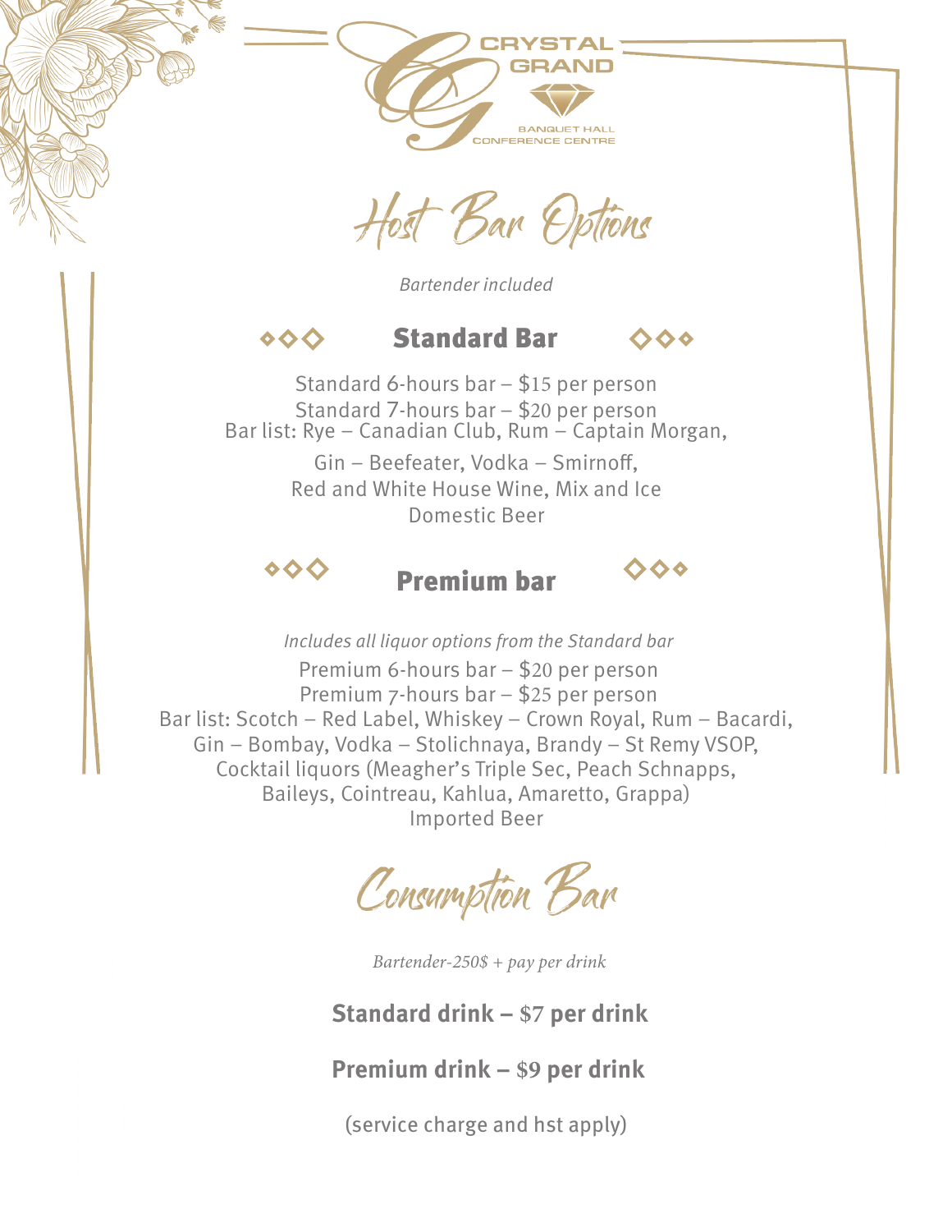CRYSTAL GRAND

BANQUET HALL
CONFERENCE CENTRE

# Host Bar Options

*Bartender included*

## Standard Bar

Standard 6-hours bar – $15 per person
Standard 7-hours bar – $20 per person
Bar list: Rye – Canadian Club, Rum – Captain Morgan,
Gin – Beefeater, Vodka – Smirnoff,
Red and White House Wine, Mix and Ice
Domestic Beer

## Premium bar

*Includes all liquor options from the Standard bar*

Premium 6-hours bar – $20 per person
Premium 7-hours bar – $25 per person
Bar list: Scotch – Red Label, Whiskey – Crown Royal, Rum – Bacardi,
Gin – Bombay, Vodka – Stolichnaya, Brandy – St Remy VSOP,
Cocktail liquors (Meagher's Triple Sec, Peach Schnapps,
Baileys, Cointreau, Kahlua, Amaretto, Grappa)
Imported Beer

# Consumption Bar

*Bartender-250$ + pay per drink*

**Standard drink – $7 per drink**

**Premium drink – $9 per drink**

(service charge and hst apply)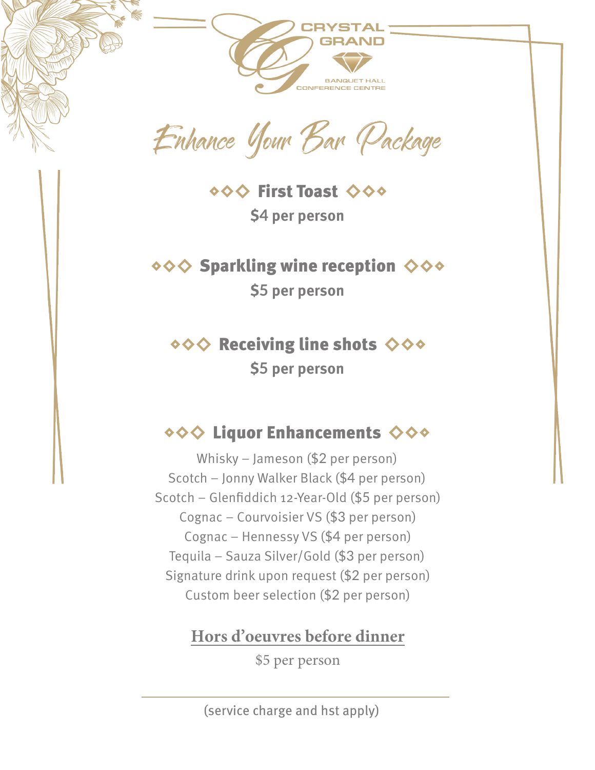CRYSTAL GRAND

BANQUET HALL
CONFERENCE CENTRE

# Enhance Your Bar Package

## ◇◇◇ First Toast ◇◇◇

**$4 per person**

## ◇◇◇ Sparkling wine reception ◇◇◇

**$5 per person**

## ◇◇◇ Receiving line shots ◇◇◇

**$5 per person**

## ◇◇◇ Liquor Enhancements ◇◇◇

Whisky – Jameson ($2 per person)
Scotch – Jonny Walker Black ($4 per person)
Scotch – Glenfiddich 12-Year-Old ($5 per person)
Cognac – Courvoisier VS ($3 per person)
Cognac – Hennessy VS ($4 per person)
Tequila – Sauza Silver/Gold ($3 per person)
Signature drink upon request ($2 per person)
Custom beer selection ($2 per person)

## Hors d'oeuvres before dinner

$5 per person

---

(service charge and hst apply)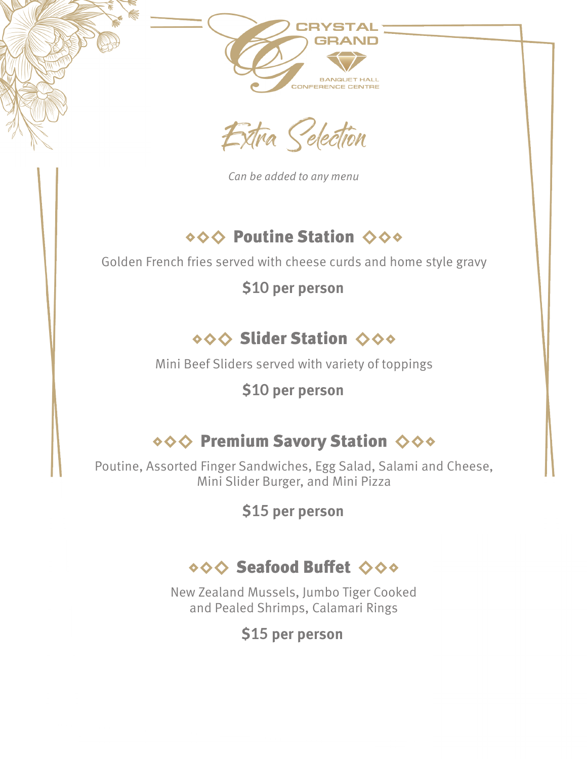CRYSTAL GRAND

BANQUET HALL
CONFERENCE CENTRE

# Extra Selection

*Can be added to any menu*

## ◇◇◇ Poutine Station ◇◇◇

Golden French fries served with cheese curds and home style gravy

**$10 per person**

## ◇◇◇ Slider Station ◇◇◇

Mini Beef Sliders served with variety of toppings

**$10 per person**

## ◇◇◇ Premium Savory Station ◇◇◇

Poutine, Assorted Finger Sandwiches, Egg Salad, Salami and Cheese, Mini Slider Burger, and Mini Pizza

**$15 per person**

## ◇◇◇ Seafood Buffet ◇◇◇

New Zealand Mussels, Jumbo Tiger Cooked and Pealed Shrimps, Calamari Rings

**$15 per person**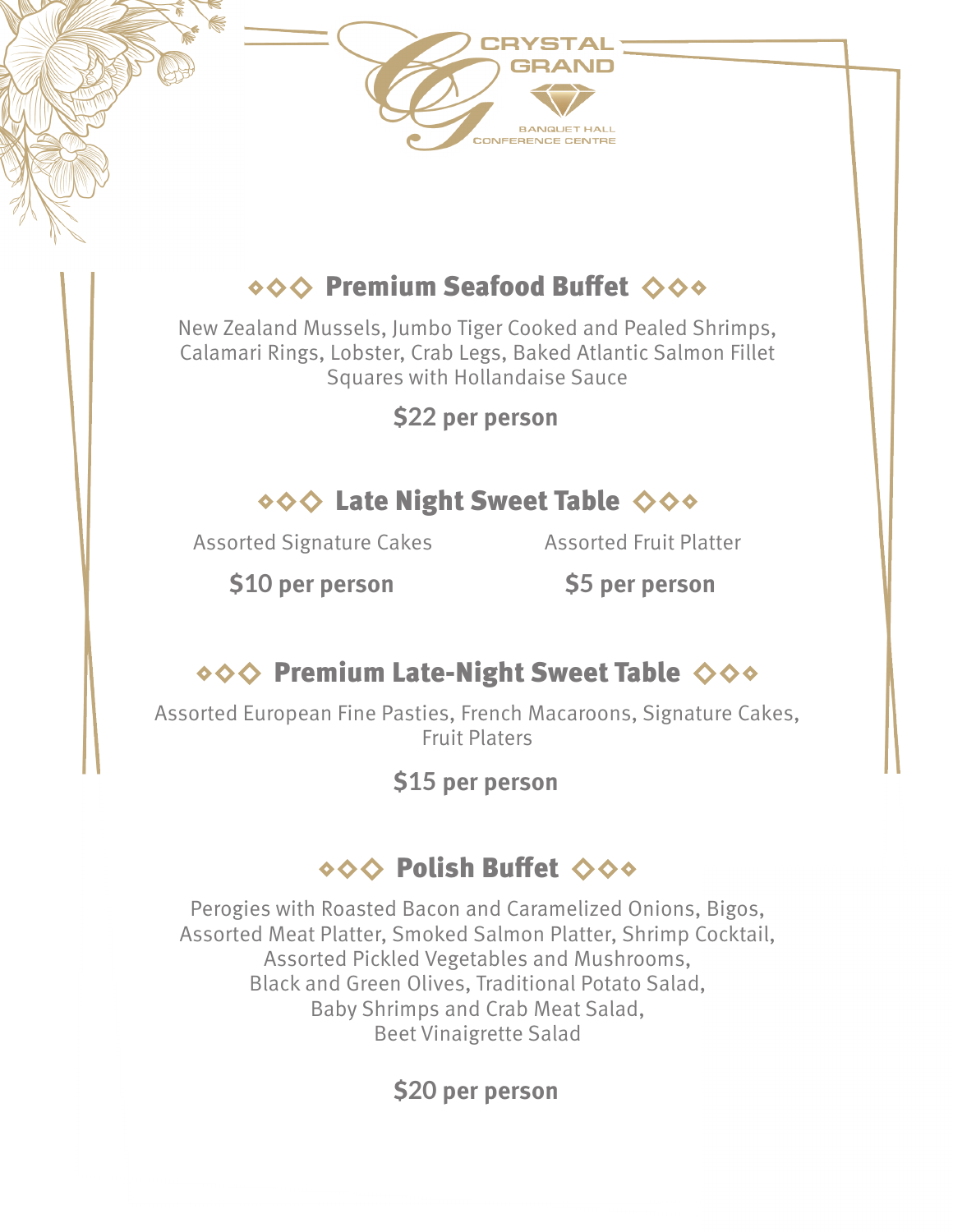CRYSTAL GRAND

BANQUET HALL
CONFERENCE CENTRE

## ◇◇◇ Premium Seafood Buffet ◇◇◇

New Zealand Mussels, Jumbo Tiger Cooked and Pealed Shrimps, Calamari Rings, Lobster, Crab Legs, Baked Atlantic Salmon Fillet Squares with Hollandaise Sauce

**$22 per person**

## ◇◇◇ Late Night Sweet Table ◇◇◇

Assorted Signature Cakes

**$10 per person**

Assorted Fruit Platter

**$5 per person**

## ◇◇◇ Premium Late-Night Sweet Table ◇◇◇

Assorted European Fine Pasties, French Macaroons, Signature Cakes, Fruit Platers

**$15 per person**

## ◇◇◇ Polish Buffet ◇◇◇

Perogies with Roasted Bacon and Caramelized Onions, Bigos, Assorted Meat Platter, Smoked Salmon Platter, Shrimp Cocktail, Assorted Pickled Vegetables and Mushrooms, Black and Green Olives, Traditional Potato Salad, Baby Shrimps and Crab Meat Salad, Beet Vinaigrette Salad

**$20 per person**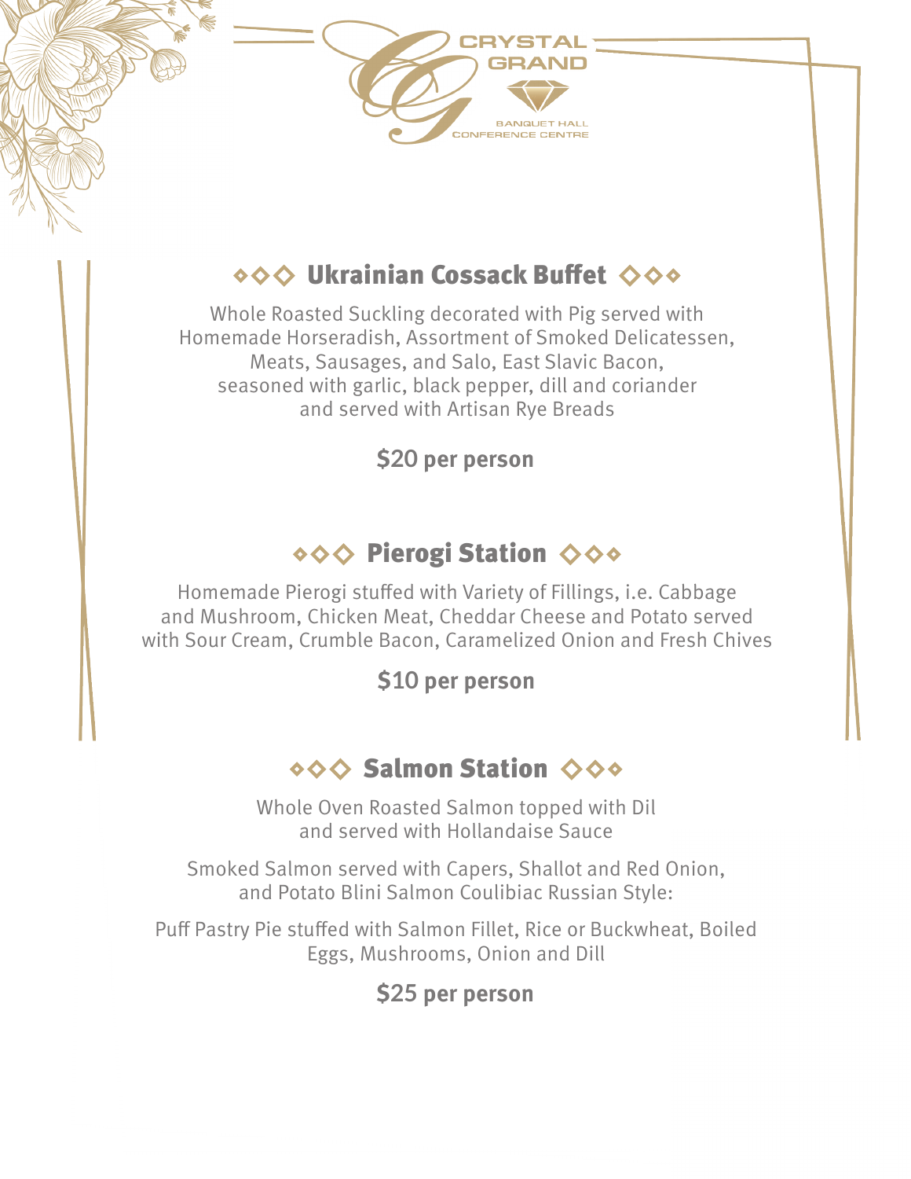CRYSTAL GRAND

BANQUET HALL
CONFERENCE CENTRE

## ◇◇◇ Ukrainian Cossack Buffet ◇◇◇

Whole Roasted Suckling decorated with Pig served with Homemade Horseradish, Assortment of Smoked Delicatessen, Meats, Sausages, and Salo, East Slavic Bacon, seasoned with garlic, black pepper, dill and coriander and served with Artisan Rye Breads

**$20 per person**

## ◇◇◇ Pierogi Station ◇◇◇

Homemade Pierogi stuffed with Variety of Fillings, i.e. Cabbage and Mushroom, Chicken Meat, Cheddar Cheese and Potato served with Sour Cream, Crumble Bacon, Caramelized Onion and Fresh Chives

**$10 per person**

## ◇◇◇ Salmon Station ◇◇◇

Whole Oven Roasted Salmon topped with Dil and served with Hollandaise Sauce

Smoked Salmon served with Capers, Shallot and Red Onion, and Potato Blini Salmon Coulibiac Russian Style:

Puff Pastry Pie stuffed with Salmon Fillet, Rice or Buckwheat, Boiled Eggs, Mushrooms, Onion and Dill

**$25 per person**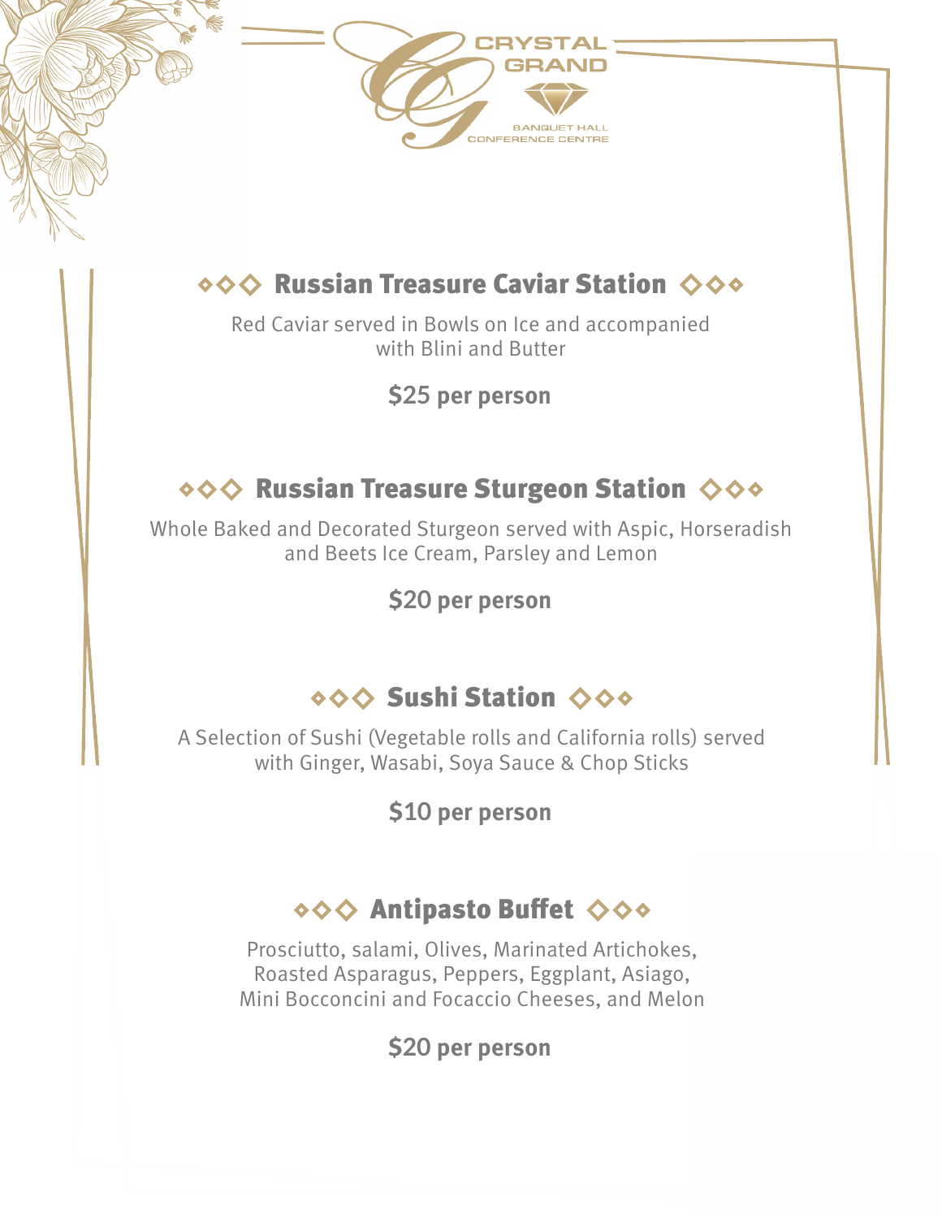## ◇◇◇ Russian Treasure Caviar Station ◇◇◇

Red Caviar served in Bowls on Ice and accompanied with Blini and Butter

**$25 per person**

## ◇◇◇ Russian Treasure Sturgeon Station ◇◇◇

Whole Baked and Decorated Sturgeon served with Aspic, Horseradish and Beets Ice Cream, Parsley and Lemon

**$20 per person**

## ◇◇◇ Sushi Station ◇◇◇

A Selection of Sushi (Vegetable rolls and California rolls) served with Ginger, Wasabi, Soya Sauce & Chop Sticks

**$10 per person**

## ◇◇◇ Antipasto Buffet ◇◇◇

Prosciutto, salami, Olives, Marinated Artichokes, Roasted Asparagus, Peppers, Eggplant, Asiago, Mini Bocconcini and Focaccio Cheeses, and Melon

**$20 per person**